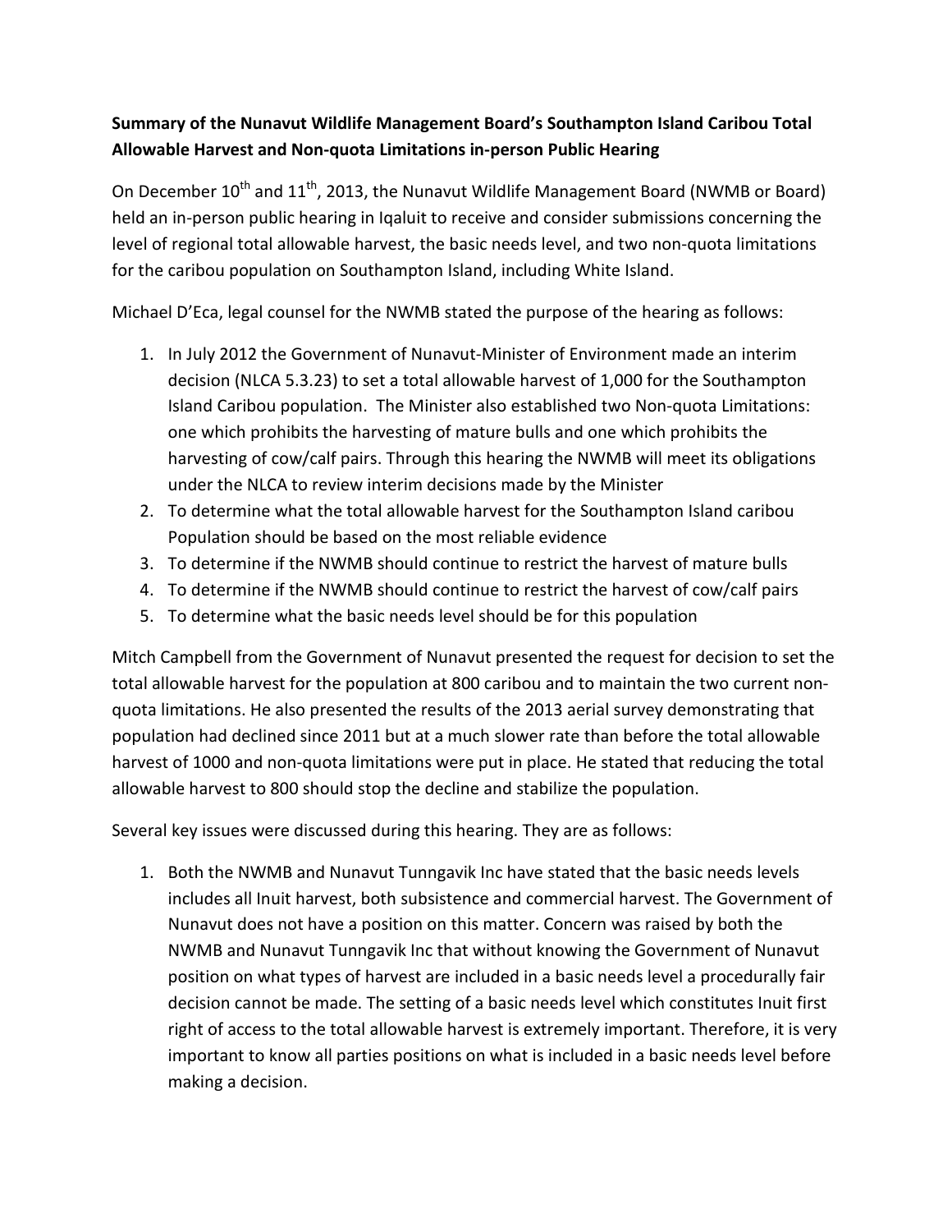**Summary of the Nunavut Wildlife Management Board's Southampton Island Caribou Total Allowable Harvest and Non-quota Limitations in-person Public Hearing**

On December 10th and 11th, 2013, the Nunavut Wildlife Management Board (NWMB or Board) held an in-person public hearing in Iqaluit to receive and consider submissions concerning the level of regional total allowable harvest, the basic needs level, and two non-quota limitations for the caribou population on Southampton Island, including White Island.

Michael D'Eca, legal counsel for the NWMB stated the purpose of the hearing as follows:

1. In July 2012 the Government of Nunavut-Minister of Environment made an interim decision (NLCA 5.3.23) to set a total allowable harvest of 1,000 for the Southampton Island Caribou population. The Minister also established two Non-quota Limitations: one which prohibits the harvesting of mature bulls and one which prohibits the harvesting of cow/calf pairs. Through this hearing the NWMB will meet its obligations under the NLCA to review interim decisions made by the Minister
2. To determine what the total allowable harvest for the Southampton Island caribou Population should be based on the most reliable evidence
3. To determine if the NWMB should continue to restrict the harvest of mature bulls
4. To determine if the NWMB should continue to restrict the harvest of cow/calf pairs
5. To determine what the basic needs level should be for this population

Mitch Campbell from the Government of Nunavut presented the request for decision to set the total allowable harvest for the population at 800 caribou and to maintain the two current non-quota limitations. He also presented the results of the 2013 aerial survey demonstrating that population had declined since 2011 but at a much slower rate than before the total allowable harvest of 1000 and non-quota limitations were put in place. He stated that reducing the total allowable harvest to 800 should stop the decline and stabilize the population.

Several key issues were discussed during this hearing. They are as follows:

1. Both the NWMB and Nunavut Tunngavik Inc have stated that the basic needs levels includes all Inuit harvest, both subsistence and commercial harvest. The Government of Nunavut does not have a position on this matter. Concern was raised by both the NWMB and Nunavut Tunngavik Inc that without knowing the Government of Nunavut position on what types of harvest are included in a basic needs level a procedurally fair decision cannot be made. The setting of a basic needs level which constitutes Inuit first right of access to the total allowable harvest is extremely important. Therefore, it is very important to know all parties positions on what is included in a basic needs level before making a decision.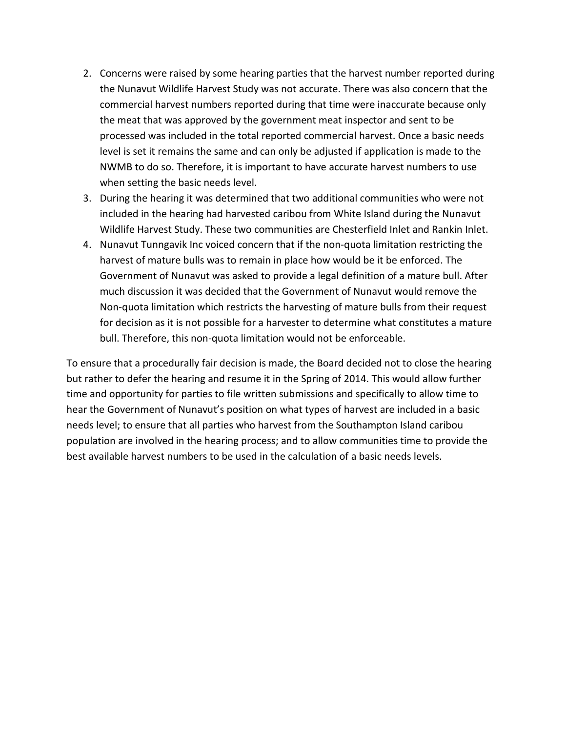2. Concerns were raised by some hearing parties that the harvest number reported during the Nunavut Wildlife Harvest Study was not accurate. There was also concern that the commercial harvest numbers reported during that time were inaccurate because only the meat that was approved by the government meat inspector and sent to be processed was included in the total reported commercial harvest. Once a basic needs level is set it remains the same and can only be adjusted if application is made to the NWMB to do so. Therefore, it is important to have accurate harvest numbers to use when setting the basic needs level.
3. During the hearing it was determined that two additional communities who were not included in the hearing had harvested caribou from White Island during the Nunavut Wildlife Harvest Study. These two communities are Chesterfield Inlet and Rankin Inlet.
4. Nunavut Tunngavik Inc voiced concern that if the non-quota limitation restricting the harvest of mature bulls was to remain in place how would be it be enforced. The Government of Nunavut was asked to provide a legal definition of a mature bull. After much discussion it was decided that the Government of Nunavut would remove the Non-quota limitation which restricts the harvesting of mature bulls from their request for decision as it is not possible for a harvester to determine what constitutes a mature bull. Therefore, this non-quota limitation would not be enforceable.

To ensure that a procedurally fair decision is made, the Board decided not to close the hearing but rather to defer the hearing and resume it in the Spring of 2014. This would allow further time and opportunity for parties to file written submissions and specifically to allow time to hear the Government of Nunavut's position on what types of harvest are included in a basic needs level; to ensure that all parties who harvest from the Southampton Island caribou population are involved in the hearing process; and to allow communities time to provide the best available harvest numbers to be used in the calculation of a basic needs levels.